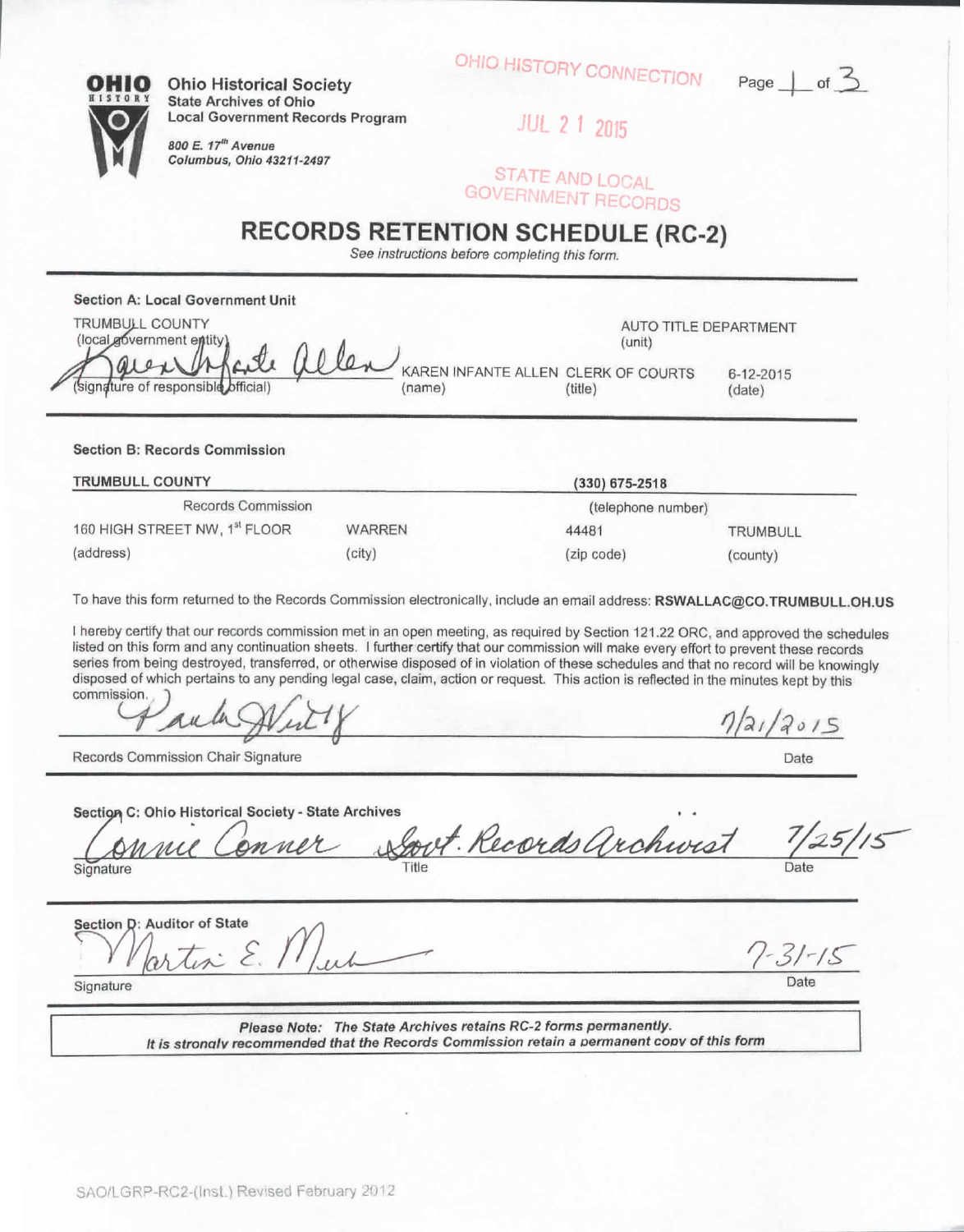**Ohio Historical Society**
**State Archives of Ohio**
**Local Government Records Program**

*800 E. 17th Avenue*
*Columbus, Ohio 43211-2497*

OHIO HISTORY CONNECTION

JUL 21 2015

STATE AND LOCAL GOVERNMENT RECORDS

# RECORDS RETENTION SCHEDULE (RC-2)

*See instructions before completing this form.*

**Section A: Local Government Unit**

TRUMBULL COUNTY (local government entity)

AUTO TITLE DEPARTMENT (unit)

Karen Infante Allen (signature of responsible official)

KAREN INFANTE ALLEN (name)

CLERK OF COURTS (title)

6-12-2015 (date)

**Section B: Records Commission**

**TRUMBULL COUNTY** Records Commission

**(330) 675-2518** (telephone number)

160 HIGH STREET NW, 1st FLOOR (address)

WARREN (city)

44481 (zip code)

TRUMBULL (county)

To have this form returned to the Records Commission electronically, include an email address: **RSWALLAC@CO.TRUMBULL.OH.US**

I hereby certify that our records commission met in an open meeting, as required by Section 121.22 ORC, and approved the schedules listed on this form and any continuation sheets. I further certify that our commission will make every effort to prevent these records series from being destroyed, transferred, or otherwise disposed of in violation of these schedules and that no record will be knowingly disposed of which pertains to any pending legal case, claim, action or request. This action is reflected in the minutes kept by this commission.

Paula Nutt (Records Commission Chair Signature)

7/21/2015 (Date)

**Section C: Ohio Historical Society - State Archives**

Connie Conner (Signature)

Govt. Records Archivist (Title)

7/25/15 (Date)

**Section D: Auditor of State**

Martin E. Mur (Signature)

7-31-15 (Date)

***Please Note: The State Archives retains RC-2 forms permanently.***
***It is strongly recommended that the Records Commission retain a permanent copy of this form***

SAO/LGRP-RC2-(Inst.) Revised February 2012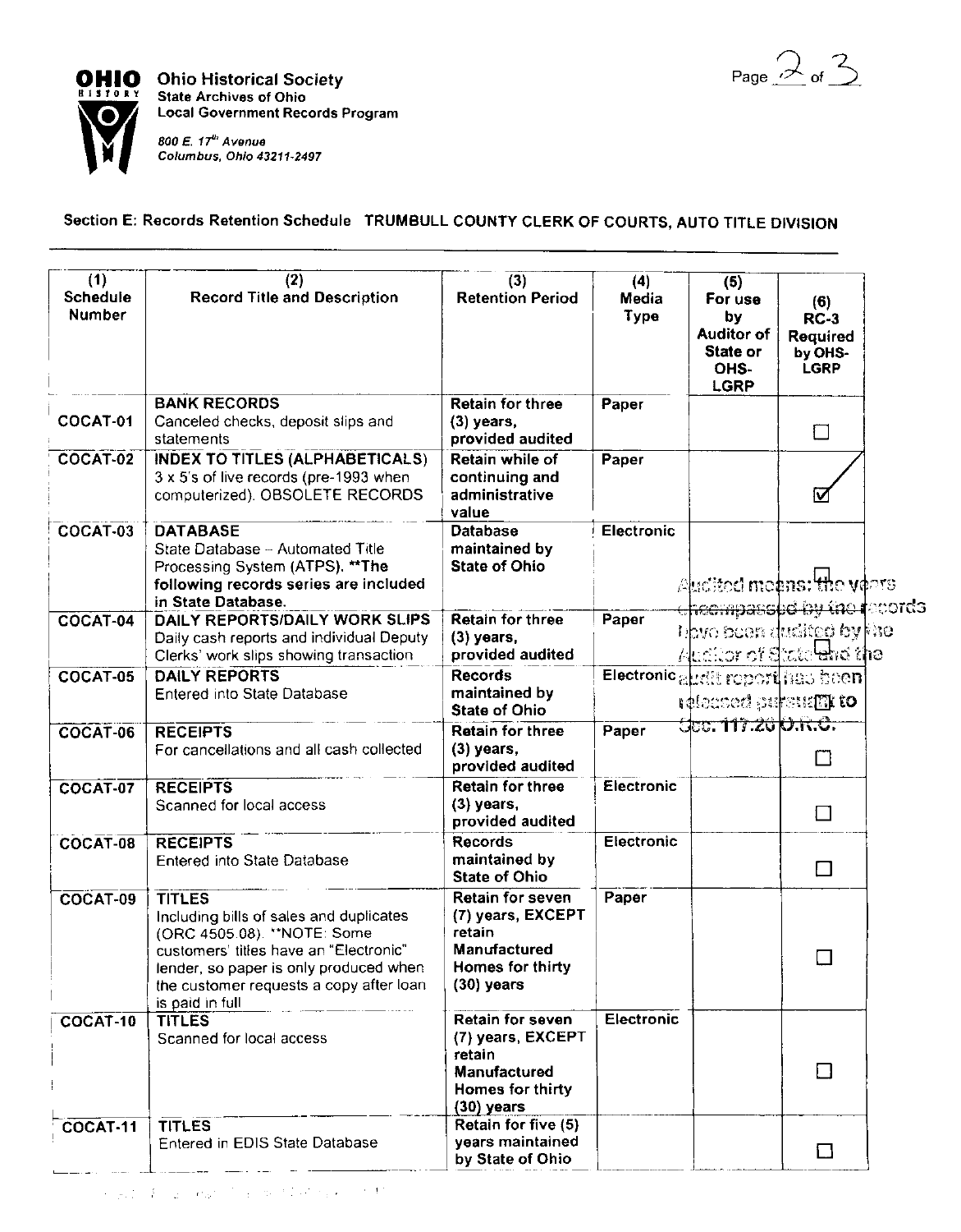Ohio Historical Society
State Archives of Ohio
Local Government Records Program

*800 E. 17th Avenue*
*Columbus, Ohio 43211-2497*

### Section E: Records Retention Schedule TRUMBULL COUNTY CLERK OF COURTS, AUTO TITLE DIVISION

| (1) Schedule Number | (2) Record Title and Description | (3) Retention Period | (4) Media Type | (5) For use by Auditor of State or OHS-LGRP | (6) RC-3 Required by OHS-LGRP |
|---|---|---|---|---|---|
| COCAT-01 | **BANK RECORDS** Canceled checks, deposit slips and statements | **Retain for three (3) years, provided audited** | **Paper** | | ☐ |
| COCAT-02 | **INDEX TO TITLES (ALPHABETICALS)** 3 x 5's of live records (pre-1993 when computerized). OBSOLETE RECORDS | **Retain while of continuing and administrative value** | **Paper** | | ☑ |
| COCAT-03 | **DATABASE** State Database – Automated Title Processing System (ATPS). **The following records series are included in State Database.** | **Database maintained by State of Ohio** | **Electronic** | | ☐ |
| COCAT-04 | **DAILY REPORTS/DAILY WORK SLIPS** Daily cash reports and individual Deputy Clerks' work slips showing transaction | **Retain for three (3) years, provided audited** | **Paper** | | ☐ |
| COCAT-05 | **DAILY REPORTS** Entered into State Database | **Records maintained by State of Ohio** | **Electronic** | | ☐ |
| COCAT-06 | **RECEIPTS** For cancellations and all cash collected | **Retain for three (3) years, provided audited** | **Paper** | | ☐ |
| COCAT-07 | **RECEIPTS** Scanned for local access | **Retain for three (3) years, provided audited** | **Electronic** | | ☐ |
| COCAT-08 | **RECEIPTS** Entered into State Database | **Records maintained by State of Ohio** | **Electronic** | | ☐ |
| COCAT-09 | **TITLES** Including bills of sales and duplicates (ORC 4505.08). **NOTE: Some customers' titles have an "Electronic" lender, so paper is only produced when the customer requests a copy after loan is paid in full | **Retain for seven (7) years, EXCEPT retain Manufactured Homes for thirty (30) years** | **Paper** | | ☐ |
| COCAT-10 | **TITLES** Scanned for local access | **Retain for seven (7) years, EXCEPT retain Manufactured Homes for thirty (30) years** | **Electronic** | | ☐ |
| COCAT-11 | **TITLES** Entered in EDIS State Database | **Retain for five (5) years maintained by State of Ohio** | | | ☐ |

Audited means: the years encompassed by the records have been audited by the Auditor of State and the audit report has been released pursuant to Sec. 117.26 O.R.C.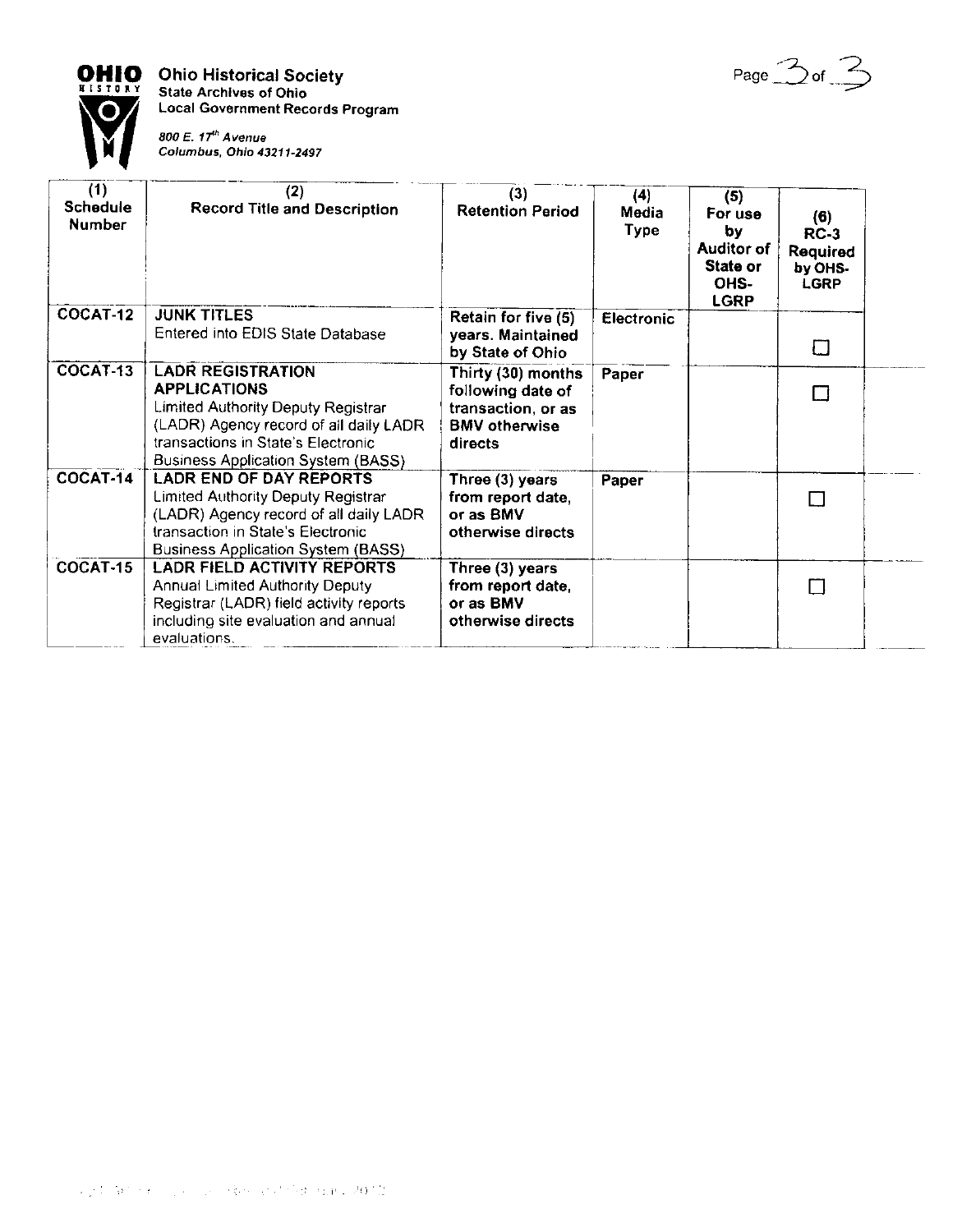**Ohio Historical Society**
**State Archives of Ohio**
**Local Government Records Program**

*800 E. 17th Avenue*
*Columbus, Ohio 43211-2497*

| (1) Schedule Number | (2) Record Title and Description | (3) Retention Period | (4) Media Type | (5) For use by Auditor of State or OHS-LGRP | (6) RC-3 Required by OHS-LGRP |
|---|---|---|---|---|---|
| COCAT-12 | **JUNK TITLES** Entered into EDIS State Database | **Retain for five (5) years. Maintained by State of Ohio** | **Electronic** | | ☐ |
| COCAT-13 | **LADR REGISTRATION APPLICATIONS** Limited Authority Deputy Registrar (LADR) Agency record of all daily LADR transactions in State's Electronic Business Application System (BASS) | **Thirty (30) months following date of transaction, or as BMV otherwise directs** | **Paper** | | ☐ |
| COCAT-14 | **LADR END OF DAY REPORTS** Limited Authority Deputy Registrar (LADR) Agency record of all daily LADR transaction in State's Electronic Business Application System (BASS) | **Three (3) years from report date, or as BMV otherwise directs** | **Paper** | | ☐ |
| COCAT-15 | **LADR FIELD ACTIVITY REPORTS** Annual Limited Authority Deputy Registrar (LADR) field activity reports including site evaluation and annual evaluations. | **Three (3) years from report date, or as BMV otherwise directs** | | | ☐ |